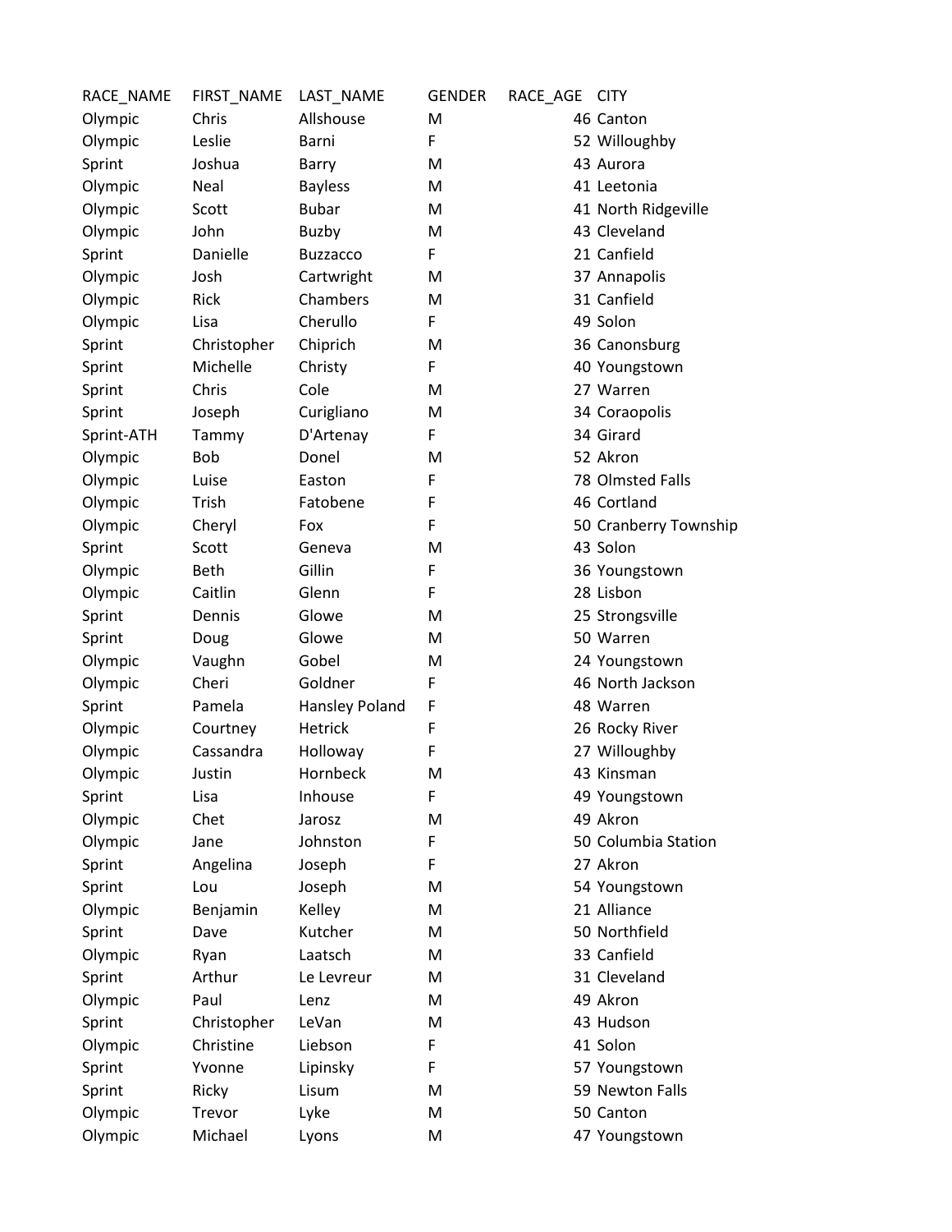| RACE_NAME | FIRST_NAME | LAST_NAME | GENDER | RACE_AGE | CITY |
|---|---|---|---|---|---|
| Olympic | Chris | Allshouse | M | 46 | Canton |
| Olympic | Leslie | Barni | F | 52 | Willoughby |
| Sprint | Joshua | Barry | M | 43 | Aurora |
| Olympic | Neal | Bayless | M | 41 | Leetonia |
| Olympic | Scott | Bubar | M | 41 | North Ridgeville |
| Olympic | John | Buzby | M | 43 | Cleveland |
| Sprint | Danielle | Buzzacco | F | 21 | Canfield |
| Olympic | Josh | Cartwright | M | 37 | Annapolis |
| Olympic | Rick | Chambers | M | 31 | Canfield |
| Olympic | Lisa | Cherullo | F | 49 | Solon |
| Sprint | Christopher | Chiprich | M | 36 | Canonsburg |
| Sprint | Michelle | Christy | F | 40 | Youngstown |
| Sprint | Chris | Cole | M | 27 | Warren |
| Sprint | Joseph | Curigliano | M | 34 | Coraopolis |
| Sprint-ATH | Tammy | D'Artenay | F | 34 | Girard |
| Olympic | Bob | Donel | M | 52 | Akron |
| Olympic | Luise | Easton | F | 78 | Olmsted Falls |
| Olympic | Trish | Fatobene | F | 46 | Cortland |
| Olympic | Cheryl | Fox | F | 50 | Cranberry Township |
| Sprint | Scott | Geneva | M | 43 | Solon |
| Olympic | Beth | Gillin | F | 36 | Youngstown |
| Olympic | Caitlin | Glenn | F | 28 | Lisbon |
| Sprint | Dennis | Glowe | M | 25 | Strongsville |
| Sprint | Doug | Glowe | M | 50 | Warren |
| Olympic | Vaughn | Gobel | M | 24 | Youngstown |
| Olympic | Cheri | Goldner | F | 46 | North Jackson |
| Sprint | Pamela | Hansley Poland | F | 48 | Warren |
| Olympic | Courtney | Hetrick | F | 26 | Rocky River |
| Olympic | Cassandra | Holloway | F | 27 | Willoughby |
| Olympic | Justin | Hornbeck | M | 43 | Kinsman |
| Sprint | Lisa | Inhouse | F | 49 | Youngstown |
| Olympic | Chet | Jarosz | M | 49 | Akron |
| Olympic | Jane | Johnston | F | 50 | Columbia Station |
| Sprint | Angelina | Joseph | F | 27 | Akron |
| Sprint | Lou | Joseph | M | 54 | Youngstown |
| Olympic | Benjamin | Kelley | M | 21 | Alliance |
| Sprint | Dave | Kutcher | M | 50 | Northfield |
| Olympic | Ryan | Laatsch | M | 33 | Canfield |
| Sprint | Arthur | Le Levreur | M | 31 | Cleveland |
| Olympic | Paul | Lenz | M | 49 | Akron |
| Sprint | Christopher | LeVan | M | 43 | Hudson |
| Olympic | Christine | Liebson | F | 41 | Solon |
| Sprint | Yvonne | Lipinsky | F | 57 | Youngstown |
| Sprint | Ricky | Lisum | M | 59 | Newton Falls |
| Olympic | Trevor | Lyke | M | 50 | Canton |
| Olympic | Michael | Lyons | M | 47 | Youngstown |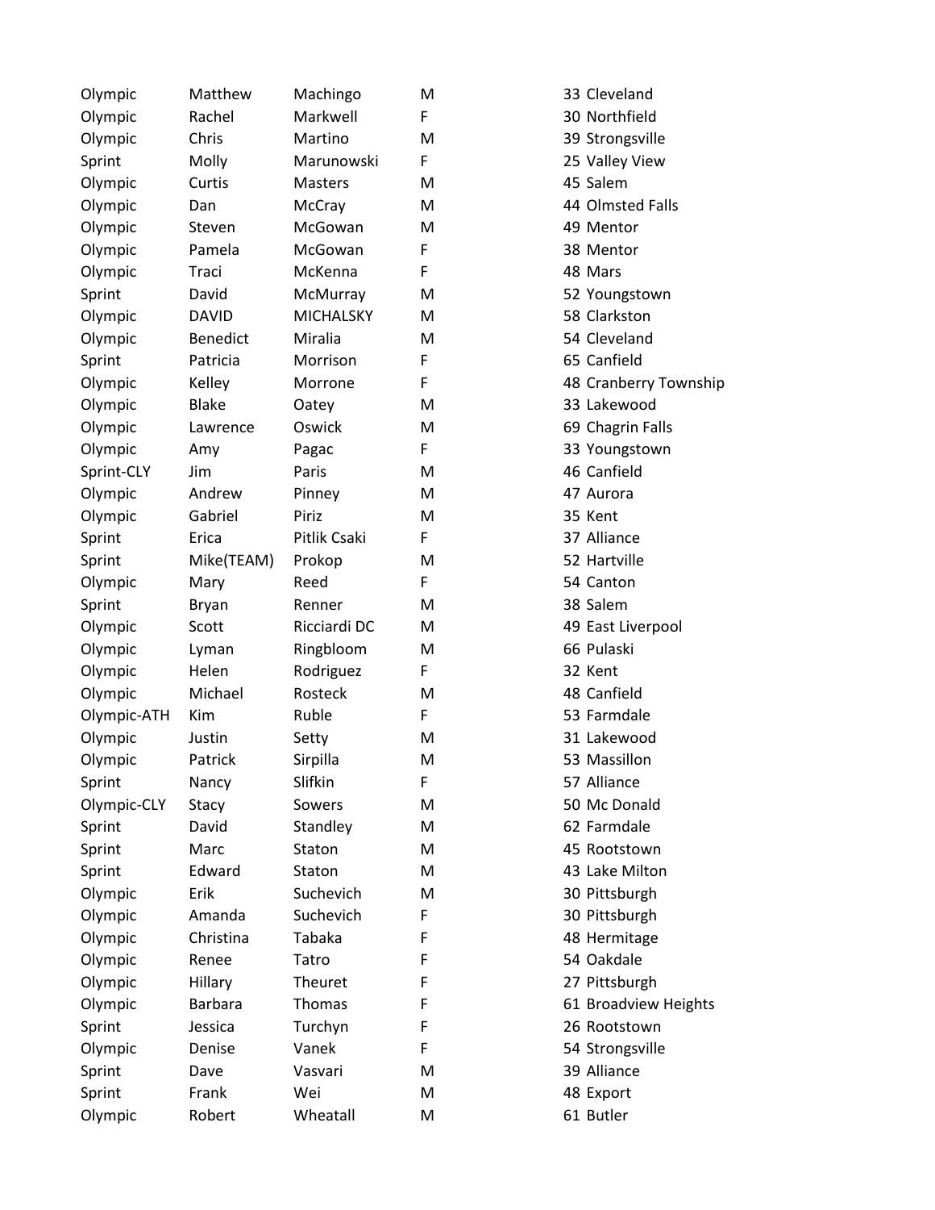| | | | | | |
|---|---|---|---|---|---|
| Olympic | Matthew | Machingo | M | 33 | Cleveland |
| Olympic | Rachel | Markwell | F | 30 | Northfield |
| Olympic | Chris | Martino | M | 39 | Strongsville |
| Sprint | Molly | Marunowski | F | 25 | Valley View |
| Olympic | Curtis | Masters | M | 45 | Salem |
| Olympic | Dan | McCray | M | 44 | Olmsted Falls |
| Olympic | Steven | McGowan | M | 49 | Mentor |
| Olympic | Pamela | McGowan | F | 38 | Mentor |
| Olympic | Traci | McKenna | F | 48 | Mars |
| Sprint | David | McMurray | M | 52 | Youngstown |
| Olympic | DAVID | MICHALSKY | M | 58 | Clarkston |
| Olympic | Benedict | Miralia | M | 54 | Cleveland |
| Sprint | Patricia | Morrison | F | 65 | Canfield |
| Olympic | Kelley | Morrone | F | 48 | Cranberry Township |
| Olympic | Blake | Oatey | M | 33 | Lakewood |
| Olympic | Lawrence | Oswick | M | 69 | Chagrin Falls |
| Olympic | Amy | Pagac | F | 33 | Youngstown |
| Sprint-CLY | Jim | Paris | M | 46 | Canfield |
| Olympic | Andrew | Pinney | M | 47 | Aurora |
| Olympic | Gabriel | Piriz | M | 35 | Kent |
| Sprint | Erica | Pitlik Csaki | F | 37 | Alliance |
| Sprint | Mike(TEAM) | Prokop | M | 52 | Hartville |
| Olympic | Mary | Reed | F | 54 | Canton |
| Sprint | Bryan | Renner | M | 38 | Salem |
| Olympic | Scott | Ricciardi DC | M | 49 | East Liverpool |
| Olympic | Lyman | Ringbloom | M | 66 | Pulaski |
| Olympic | Helen | Rodriguez | F | 32 | Kent |
| Olympic | Michael | Rosteck | M | 48 | Canfield |
| Olympic-ATH | Kim | Ruble | F | 53 | Farmdale |
| Olympic | Justin | Setty | M | 31 | Lakewood |
| Olympic | Patrick | Sirpilla | M | 53 | Massillon |
| Sprint | Nancy | Slifkin | F | 57 | Alliance |
| Olympic-CLY | Stacy | Sowers | M | 50 | Mc Donald |
| Sprint | David | Standley | M | 62 | Farmdale |
| Sprint | Marc | Staton | M | 45 | Rootstown |
| Sprint | Edward | Staton | M | 43 | Lake Milton |
| Olympic | Erik | Suchevich | M | 30 | Pittsburgh |
| Olympic | Amanda | Suchevich | F | 30 | Pittsburgh |
| Olympic | Christina | Tabaka | F | 48 | Hermitage |
| Olympic | Renee | Tatro | F | 54 | Oakdale |
| Olympic | Hillary | Theuret | F | 27 | Pittsburgh |
| Olympic | Barbara | Thomas | F | 61 | Broadview Heights |
| Sprint | Jessica | Turchyn | F | 26 | Rootstown |
| Olympic | Denise | Vanek | F | 54 | Strongsville |
| Sprint | Dave | Vasvari | M | 39 | Alliance |
| Sprint | Frank | Wei | M | 48 | Export |
| Olympic | Robert | Wheatall | M | 61 | Butler |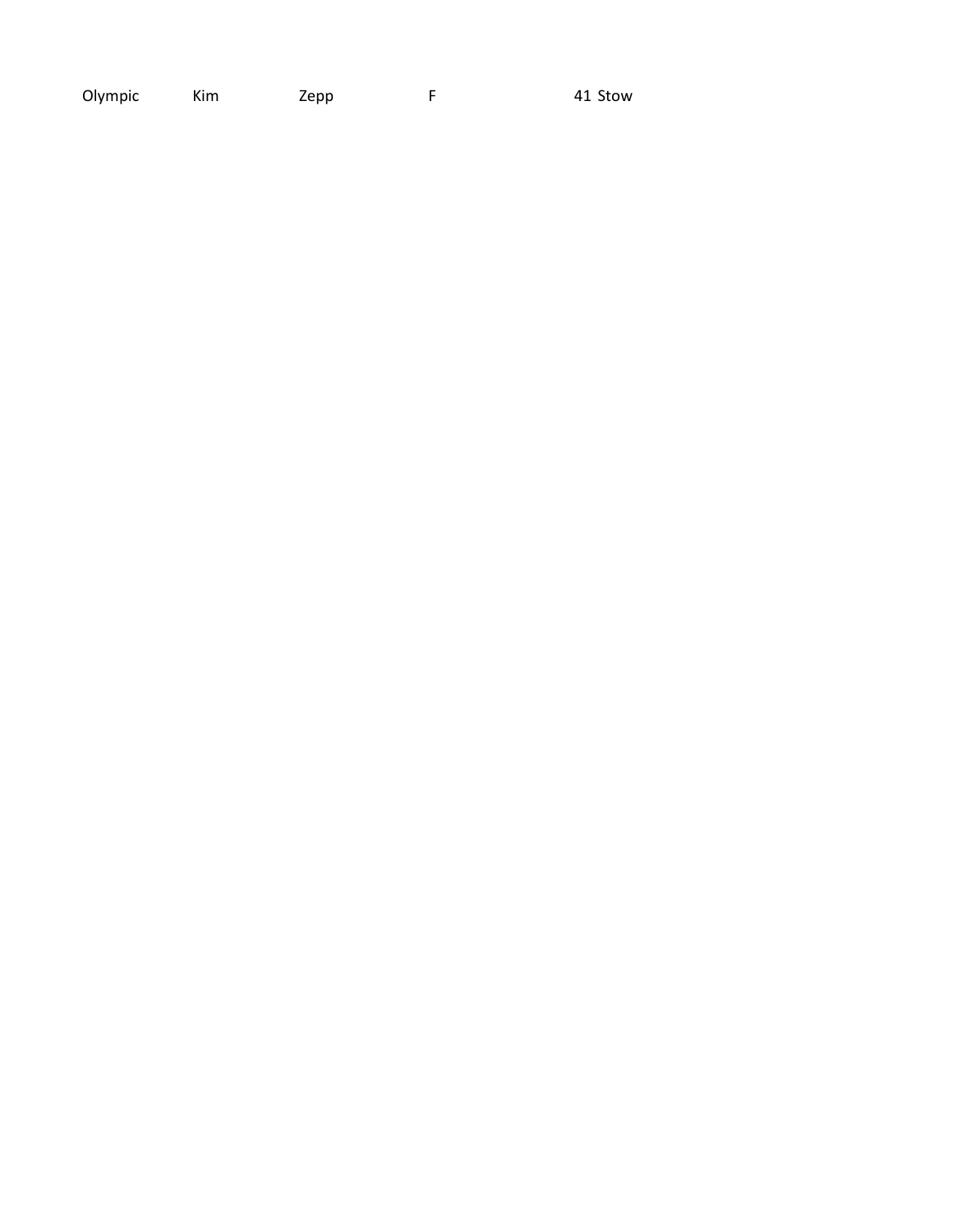| Olympic | Kim | Zepp | F | 41 | Stow |
|---|---|---|---|---|---|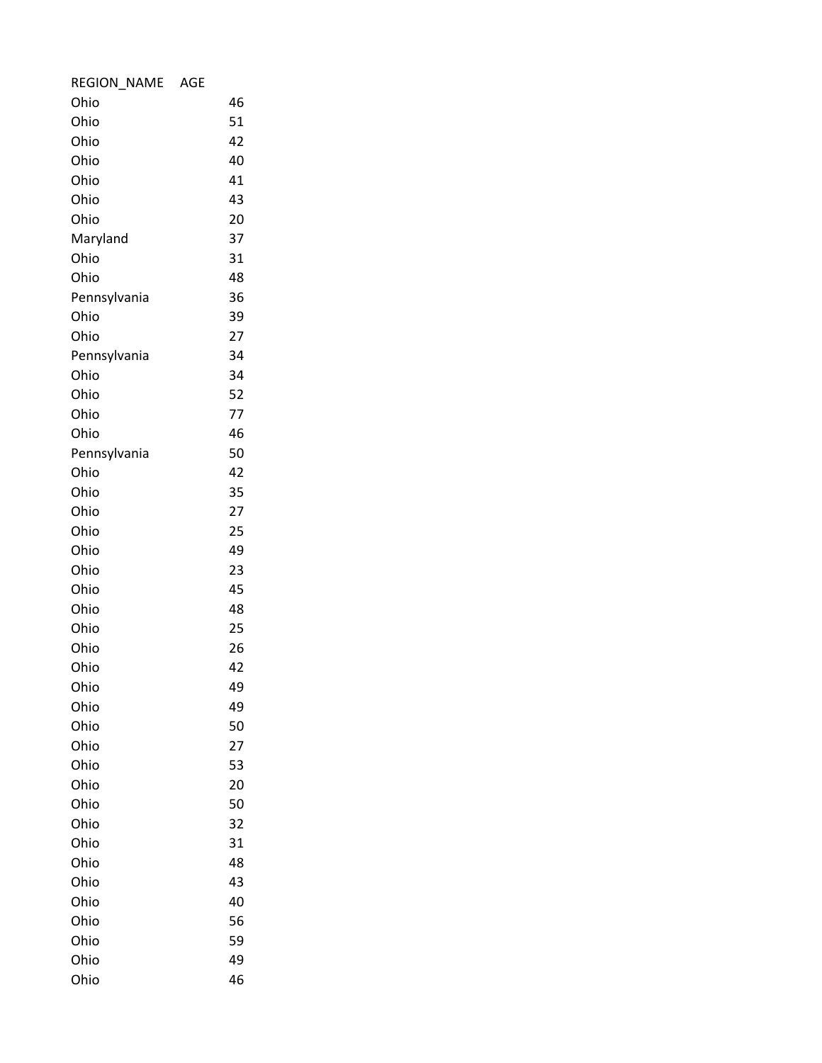| REGION_NAME | AGE |
| --- | --- |
| Ohio | 46 |
| Ohio | 51 |
| Ohio | 42 |
| Ohio | 40 |
| Ohio | 41 |
| Ohio | 43 |
| Ohio | 20 |
| Maryland | 37 |
| Ohio | 31 |
| Ohio | 48 |
| Pennsylvania | 36 |
| Ohio | 39 |
| Ohio | 27 |
| Pennsylvania | 34 |
| Ohio | 34 |
| Ohio | 52 |
| Ohio | 77 |
| Ohio | 46 |
| Pennsylvania | 50 |
| Ohio | 42 |
| Ohio | 35 |
| Ohio | 27 |
| Ohio | 25 |
| Ohio | 49 |
| Ohio | 23 |
| Ohio | 45 |
| Ohio | 48 |
| Ohio | 25 |
| Ohio | 26 |
| Ohio | 42 |
| Ohio | 49 |
| Ohio | 49 |
| Ohio | 50 |
| Ohio | 27 |
| Ohio | 53 |
| Ohio | 20 |
| Ohio | 50 |
| Ohio | 32 |
| Ohio | 31 |
| Ohio | 48 |
| Ohio | 43 |
| Ohio | 40 |
| Ohio | 56 |
| Ohio | 59 |
| Ohio | 49 |
| Ohio | 46 |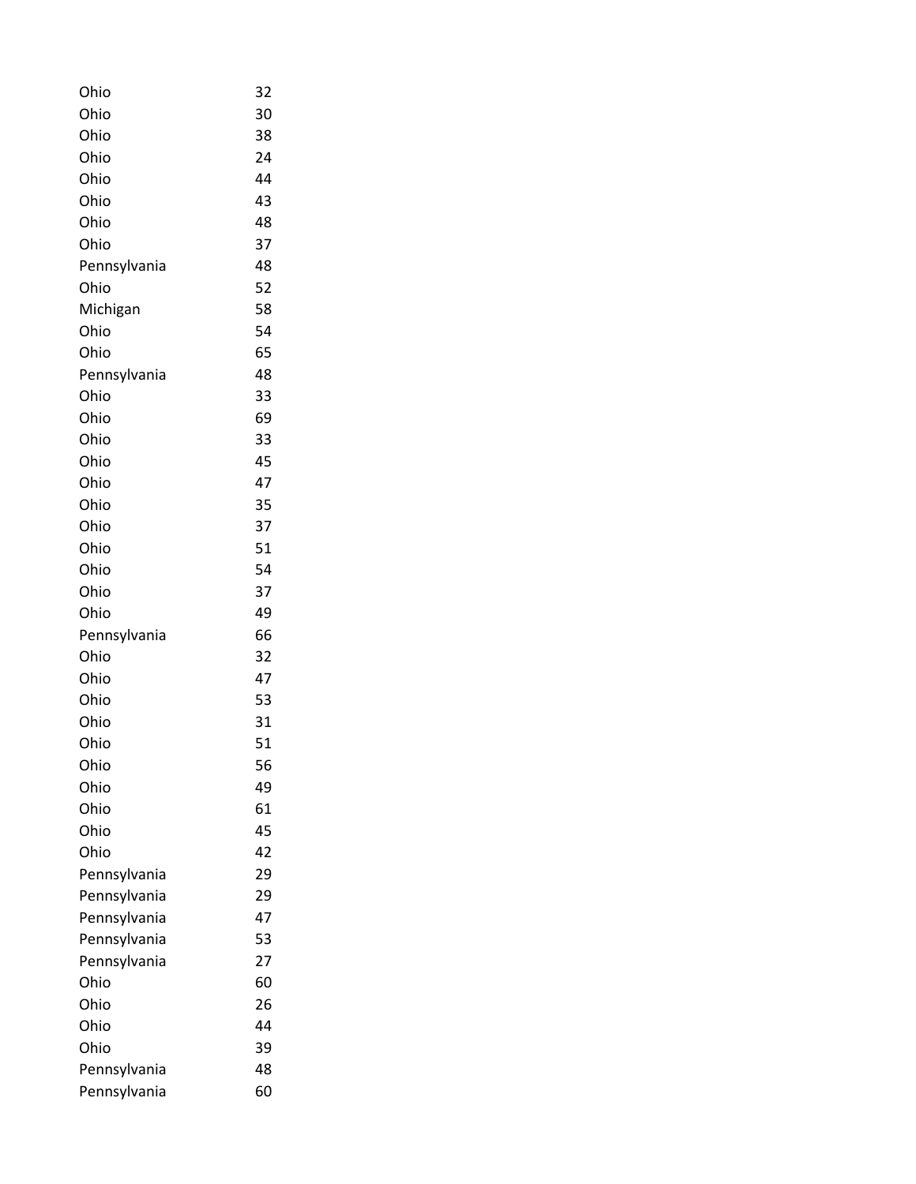| | |
|---|---|
| Ohio | 32 |
| Ohio | 30 |
| Ohio | 38 |
| Ohio | 24 |
| Ohio | 44 |
| Ohio | 43 |
| Ohio | 48 |
| Ohio | 37 |
| Pennsylvania | 48 |
| Ohio | 52 |
| Michigan | 58 |
| Ohio | 54 |
| Ohio | 65 |
| Pennsylvania | 48 |
| Ohio | 33 |
| Ohio | 69 |
| Ohio | 33 |
| Ohio | 45 |
| Ohio | 47 |
| Ohio | 35 |
| Ohio | 37 |
| Ohio | 51 |
| Ohio | 54 |
| Ohio | 37 |
| Ohio | 49 |
| Pennsylvania | 66 |
| Ohio | 32 |
| Ohio | 47 |
| Ohio | 53 |
| Ohio | 31 |
| Ohio | 51 |
| Ohio | 56 |
| Ohio | 49 |
| Ohio | 61 |
| Ohio | 45 |
| Ohio | 42 |
| Pennsylvania | 29 |
| Pennsylvania | 29 |
| Pennsylvania | 47 |
| Pennsylvania | 53 |
| Pennsylvania | 27 |
| Ohio | 60 |
| Ohio | 26 |
| Ohio | 44 |
| Ohio | 39 |
| Pennsylvania | 48 |
| Pennsylvania | 60 |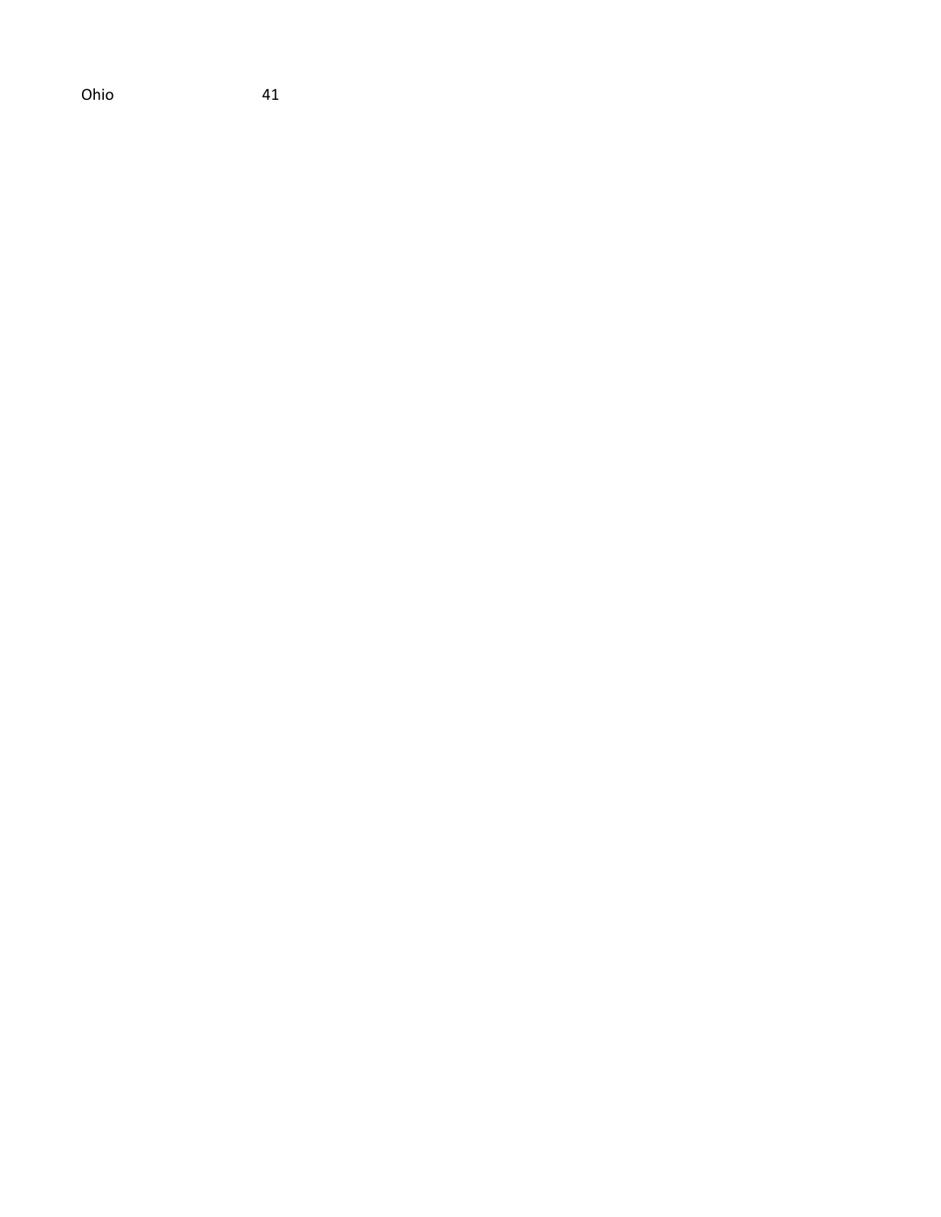| | |
|---|---|
| Ohio | 41 |